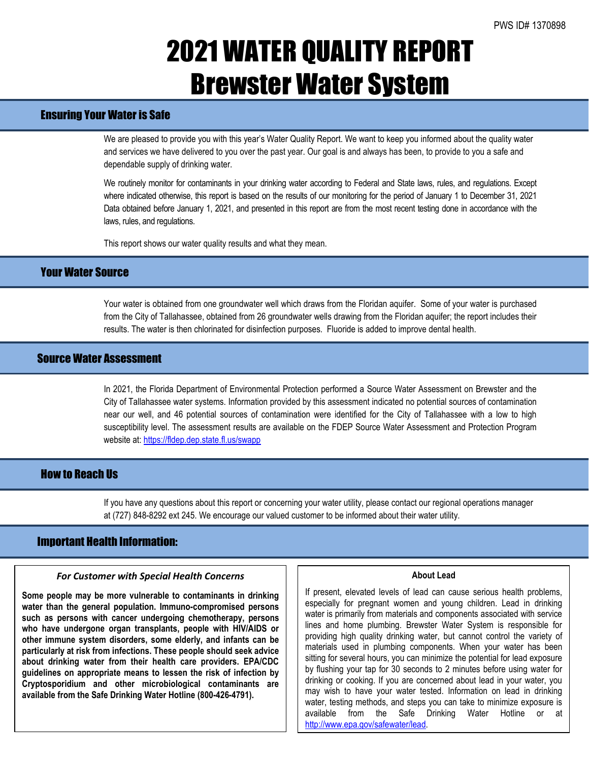PWS ID# 1370898

# 2021 WATER QUALITY REPORT
# Brewster Water System

## Ensuring Your Water is Safe

We are pleased to provide you with this year's Water Quality Report. We want to keep you informed about the quality water and services we have delivered to you over the past year. Our goal is and always has been, to provide to you a safe and dependable supply of drinking water.

We routinely monitor for contaminants in your drinking water according to Federal and State laws, rules, and regulations. Except where indicated otherwise, this report is based on the results of our monitoring for the period of January 1 to December 31, 2021 Data obtained before January 1, 2021, and presented in this report are from the most recent testing done in accordance with the laws, rules, and regulations.

This report shows our water quality results and what they mean.

## Your Water Source

Your water is obtained from one groundwater well which draws from the Floridan aquifer. Some of your water is purchased from the City of Tallahassee, obtained from 26 groundwater wells drawing from the Floridan aquifer; the report includes their results. The water is then chlorinated for disinfection purposes. Fluoride is added to improve dental health.

## Source Water Assessment

In 2021, the Florida Department of Environmental Protection performed a Source Water Assessment on Brewster and the City of Tallahassee water systems. Information provided by this assessment indicated no potential sources of contamination near our well, and 46 potential sources of contamination were identified for the City of Tallahassee with a low to high susceptibility level. The assessment results are available on the FDEP Source Water Assessment and Protection Program website at: https://fldep.dep.state.fl.us/swapp

## How to Reach Us

If you have any questions about this report or concerning your water utility, please contact our regional operations manager at (727) 848-8292 ext 245. We encourage our valued customer to be informed about their water utility.

## Important Health Information:

### *For Customer with Special Health Concerns*

**Some people may be more vulnerable to contaminants in drinking water than the general population. Immuno-compromised persons such as persons with cancer undergoing chemotherapy, persons who have undergone organ transplants, people with HIV/AIDS or other immune system disorders, some elderly, and infants can be particularly at risk from infections. These people should seek advice about drinking water from their health care providers. EPA/CDC guidelines on appropriate means to lessen the risk of infection by Cryptosporidium and other microbiological contaminants are available from the Safe Drinking Water Hotline (800-426-4791).**

### About Lead

If present, elevated levels of lead can cause serious health problems, especially for pregnant women and young children. Lead in drinking water is primarily from materials and components associated with service lines and home plumbing. Brewster Water System is responsible for providing high quality drinking water, but cannot control the variety of materials used in plumbing components. When your water has been sitting for several hours, you can minimize the potential for lead exposure by flushing your tap for 30 seconds to 2 minutes before using water for drinking or cooking. If you are concerned about lead in your water, you may wish to have your water tested. Information on lead in drinking water, testing methods, and steps you can take to minimize exposure is available from the Safe Drinking Water Hotline or at http://www.epa.gov/safewater/lead.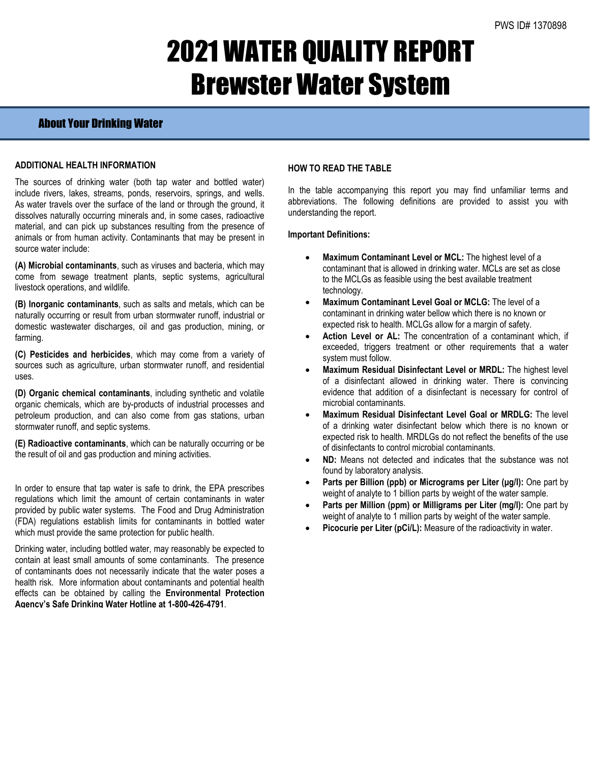PWS ID# 1370898

# 2021 WATER QUALITY REPORT
# Brewster Water System

## About Your Drinking Water

### ADDITIONAL HEALTH INFORMATION

The sources of drinking water (both tap water and bottled water) include rivers, lakes, streams, ponds, reservoirs, springs, and wells. As water travels over the surface of the land or through the ground, it dissolves naturally occurring minerals and, in some cases, radioactive material, and can pick up substances resulting from the presence of animals or from human activity. Contaminants that may be present in source water include:

**(A) Microbial contaminants**, such as viruses and bacteria, which may come from sewage treatment plants, septic systems, agricultural livestock operations, and wildlife.

**(B) Inorganic contaminants**, such as salts and metals, which can be naturally occurring or result from urban stormwater runoff, industrial or domestic wastewater discharges, oil and gas production, mining, or farming.

**(C) Pesticides and herbicides**, which may come from a variety of sources such as agriculture, urban stormwater runoff, and residential uses.

**(D) Organic chemical contaminants**, including synthetic and volatile organic chemicals, which are by-products of industrial processes and petroleum production, and can also come from gas stations, urban stormwater runoff, and septic systems.

**(E) Radioactive contaminants**, which can be naturally occurring or be the result of oil and gas production and mining activities.

In order to ensure that tap water is safe to drink, the EPA prescribes regulations which limit the amount of certain contaminants in water provided by public water systems. The Food and Drug Administration (FDA) regulations establish limits for contaminants in bottled water which must provide the same protection for public health.

Drinking water, including bottled water, may reasonably be expected to contain at least small amounts of some contaminants. The presence of contaminants does not necessarily indicate that the water poses a health risk. More information about contaminants and potential health effects can be obtained by calling the **Environmental Protection Agency's Safe Drinking Water Hotline at 1-800-426-4791**.

### HOW TO READ THE TABLE

In the table accompanying this report you may find unfamiliar terms and abbreviations. The following definitions are provided to assist you with understanding the report.

**Important Definitions:**

- **Maximum Contaminant Level or MCL:** The highest level of a contaminant that is allowed in drinking water. MCLs are set as close to the MCLGs as feasible using the best available treatment technology.
- **Maximum Contaminant Level Goal or MCLG:** The level of a contaminant in drinking water bellow which there is no known or expected risk to health. MCLGs allow for a margin of safety.
- **Action Level or AL:** The concentration of a contaminant which, if exceeded, triggers treatment or other requirements that a water system must follow.
- **Maximum Residual Disinfectant Level or MRDL:** The highest level of a disinfectant allowed in drinking water. There is convincing evidence that addition of a disinfectant is necessary for control of microbial contaminants.
- **Maximum Residual Disinfectant Level Goal or MRDLG:** The level of a drinking water disinfectant below which there is no known or expected risk to health. MRDLGs do not reflect the benefits of the use of disinfectants to control microbial contaminants.
- **ND:** Means not detected and indicates that the substance was not found by laboratory analysis.
- **Parts per Billion (ppb) or Micrograms per Liter (µg/l):** One part by weight of analyte to 1 billion parts by weight of the water sample.
- **Parts per Million (ppm) or Milligrams per Liter (mg/l):** One part by weight of analyte to 1 million parts by weight of the water sample.
- **Picocurie per Liter (pCi/L):** Measure of the radioactivity in water.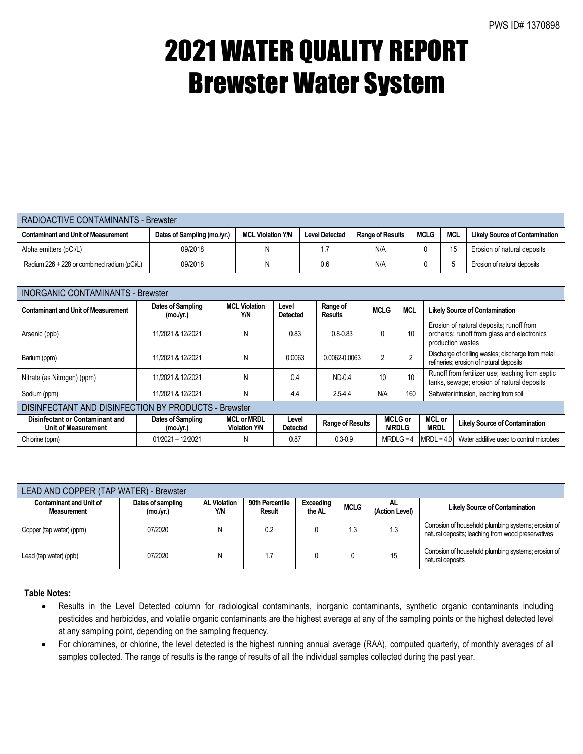PWS ID# 1370898

# 2021 WATER QUALITY REPORT
# Brewster Water System

| RADIOACTIVE CONTAMINANTS - Brewster | | | | | | | |
|---|---|---|---|---|---|---|---|
| **Contaminant and Unit of Measurement** | **Dates of Sampling (mo./yr.)** | **MCL Violation Y/N** | **Level Detected** | **Range of Results** | **MCLG** | **MCL** | **Likely Source of Contamination** |
| Alpha emitters (pCi/L) | 09/2018 | N | 1.7 | N/A | 0 | 15 | Erosion of natural deposits |
| Radium 226 + 228 or combined radium (pCi/L) | 09/2018 | N | 0.6 | N/A | 0 | 5 | Erosion of natural deposits |

| INORGANIC CONTAMINANTS - Brewster | | | | | | | |
|---|---|---|---|---|---|---|---|
| **Contaminant and Unit of Measurement** | **Dates of Sampling (mo./yr.)** | **MCL Violation Y/N** | **Level Detected** | **Range of Results** | **MCLG** | **MCL** | **Likely Source of Contamination** |
| Arsenic (ppb) | 11/2021 & 12/2021 | N | 0.83 | 0.8-0.83 | 0 | 10 | Erosion of natural deposits; runoff from orchards; runoff from glass and electronics production wastes |
| Barium (ppm) | 11/2021 & 12/2021 | N | 0.0063 | 0.0062-0.0063 | 2 | 2 | Discharge of drilling wastes; discharge from metal refineries; erosion of natural deposits |
| Nitrate (as Nitrogen) (ppm) | 11/2021 & 12/2021 | N | 0.4 | ND-0.4 | 10 | 10 | Runoff from fertilizer use; leaching from septic tanks, sewage; erosion of natural deposits |
| Sodium (ppm) | 11/2021 & 12/2021 | N | 4.4 | 2.5-4.4 | N/A | 160 | Saltwater intrusion, leaching from soil |

| DISINFECTANT AND DISINFECTION BY PRODUCTS - Brewster | | | | | | | |
|---|---|---|---|---|---|---|---|
| **Disinfectant or Contaminant and Unit of Measurement** | **Dates of Sampling (mo./yr.)** | **MCL or MRDL Violation Y/N** | **Level Detected** | **Range of Results** | **MCLG or MRDLG** | **MCL or MRDL** | **Likely Source of Contamination** |
| Chlorine (ppm) | 01/2021 – 12/2021 | N | 0.87 | 0.3-0.9 | MRDLG = 4 | MRDL = 4.0 | Water additive used to control microbes |

| LEAD AND COPPER (TAP WATER) - Brewster | | | | | | | |
|---|---|---|---|---|---|---|---|
| **Contaminant and Unit of Measurement** | **Dates of sampling (mo./yr.)** | **AL Violation Y/N** | **90th Percentile Result** | **Exceeding the AL** | **MCLG** | **AL (Action Level)** | **Likely Source of Contamination** |
| Copper (tap water) (ppm) | 07/2020 | N | 0.2 | 0 | 1.3 | 1.3 | Corrosion of household plumbing systems; erosion of natural deposits; leaching from wood preservatives |
| Lead (tap water) (ppb) | 07/2020 | N | 1.7 | 0 | 0 | 15 | Corrosion of household plumbing systems; erosion of natural deposits |

**Table Notes:**

- Results in the Level Detected column for radiological contaminants, inorganic contaminants, synthetic organic contaminants including pesticides and herbicides, and volatile organic contaminants are the highest average at any of the sampling points or the highest detected level at any sampling point, depending on the sampling frequency.
- For chloramines, or chlorine, the level detected is the highest running annual average (RAA), computed quarterly, of monthly averages of all samples collected. The range of results is the range of results of all the individual samples collected during the past year.